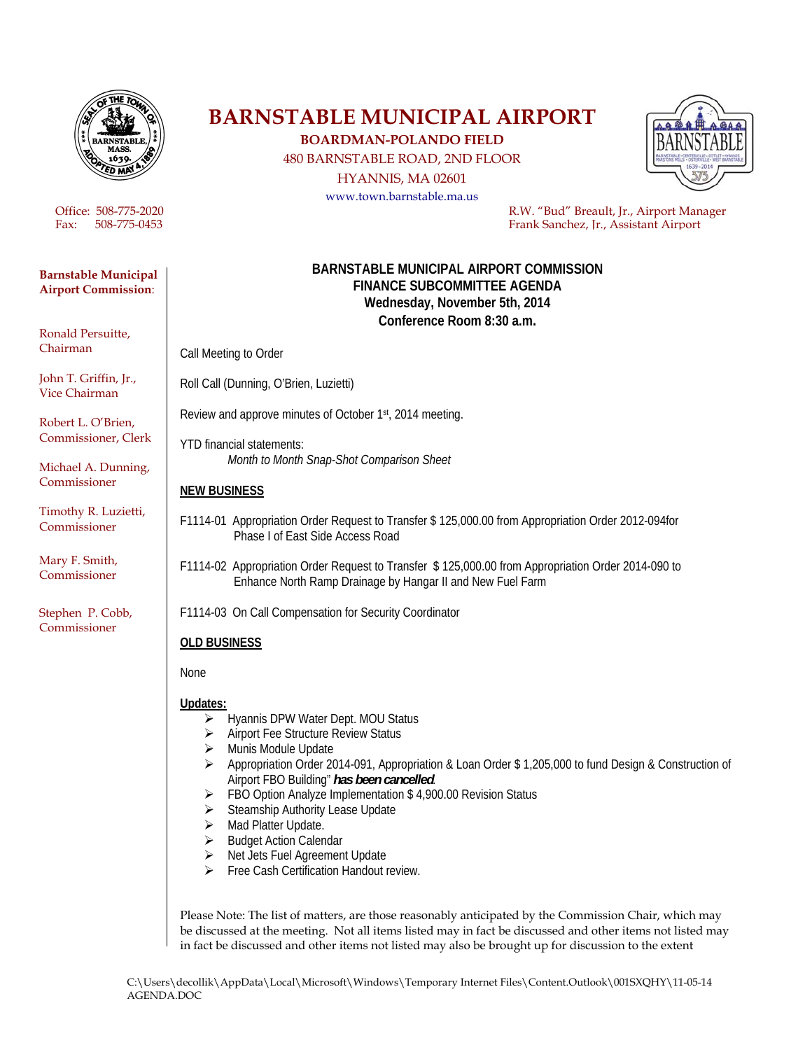# BARNSTABLE MUNICIPAL AIRPORT

**BOARDMAN-POLANDO FIELD**

480 BARNSTABLE ROAD, 2ND FLOOR

HYANNIS, MA 02601

www.town.barnstable.ma.us

Office: 508-775-2020
Fax: 508-775-0453

R.W. "Bud" Breault, Jr., Airport Manager
Frank Sanchez, Jr., Assistant Airport

**Barnstable Municipal Airport Commission:**

Ronald Persuitte, Chairman

John T. Griffin, Jr., Vice Chairman

Robert L. O'Brien, Commissioner, Clerk

Michael A. Dunning, Commissioner

Timothy R. Luzietti, Commissioner

Mary F. Smith, Commissioner

Stephen P. Cobb, Commissioner

## BARNSTABLE MUNICIPAL AIRPORT COMMISSION
## FINANCE SUBCOMMITTEE AGENDA
### Wednesday, November 5th, 2014
### Conference Room 8:30 a.m.

Call Meeting to Order

Roll Call (Dunning, O'Brien, Luzietti)

Review and approve minutes of October 1st, 2014 meeting.

YTD financial statements:
*Month to Month Snap-Shot Comparison Sheet*

**NEW BUSINESS**

F1114-01 Appropriation Order Request to Transfer $ 125,000.00 from Appropriation Order 2012-094for Phase I of East Side Access Road

F1114-02 Appropriation Order Request to Transfer $ 125,000.00 from Appropriation Order 2014-090 to Enhance North Ramp Drainage by Hangar II and New Fuel Farm

F1114-03 On Call Compensation for Security Coordinator

**OLD BUSINESS**

None

**Updates:**

- Hyannis DPW Water Dept. MOU Status
- Airport Fee Structure Review Status
- Munis Module Update
- Appropriation Order 2014-091, Appropriation & Loan Order $ 1,205,000 to fund Design & Construction of Airport FBO Building" ***has been cancelled***.
- FBO Option Analyze Implementation $ 4,900.00 Revision Status
- Steamship Authority Lease Update
- Mad Platter Update.
- Budget Action Calendar
- Net Jets Fuel Agreement Update
- Free Cash Certification Handout review.

Please Note: The list of matters, are those reasonably anticipated by the Commission Chair, which may be discussed at the meeting. Not all items listed may in fact be discussed and other items not listed may in fact be discussed and other items not listed may also be brought up for discussion to the extent

C:\Users\decollik\AppData\Local\Microsoft\Windows\Temporary Internet Files\Content.Outlook\001SXQHY\11-05-14 AGENDA.DOC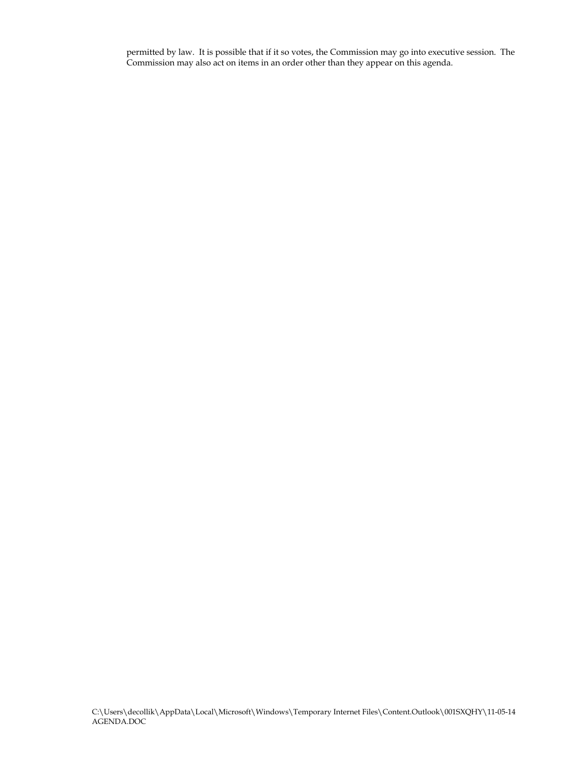permitted by law. It is possible that if it so votes, the Commission may go into executive session. The Commission may also act on items in an order other than they appear on this agenda.